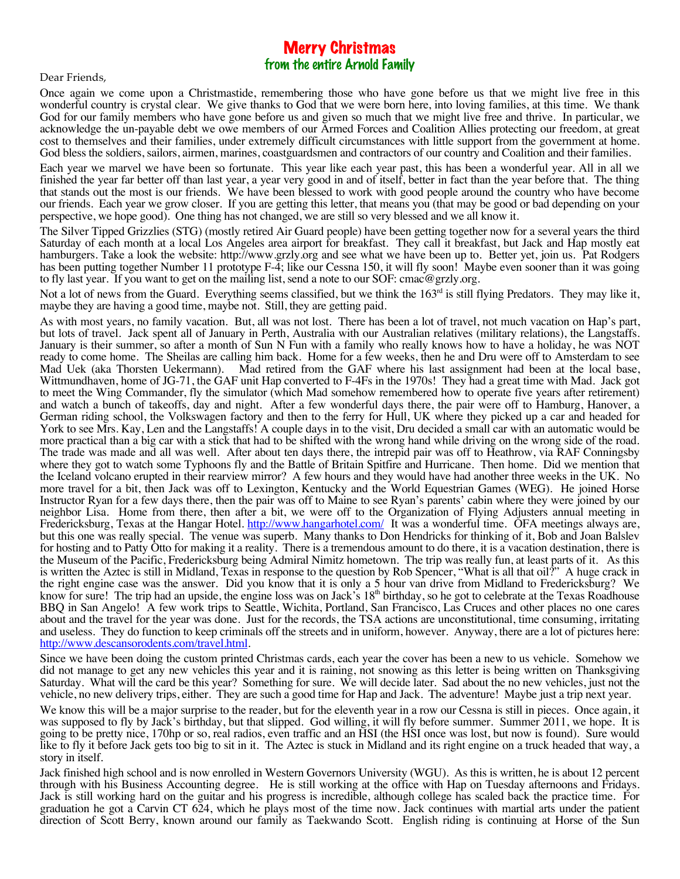# Merry Christmas
## from the entire Arnold Family

Dear Friends,

Once again we come upon a Christmastide, remembering those who have gone before us that we might live free in this wonderful country is crystal clear. We give thanks to God that we were born here, into loving families, at this time. We thank God for our family members who have gone before us and given so much that we might live free and thrive. In particular, we acknowledge the un-payable debt we owe members of our Armed Forces and Coalition Allies protecting our freedom, at great cost to themselves and their families, under extremely difficult circumstances with little support from the government at home. God bless the soldiers, sailors, airmen, marines, coastguardsmen and contractors of our country and Coalition and their families.

Each year we marvel we have been so fortunate. This year like each year past, this has been a wonderful year. All in all we finished the year far better off than last year, a year very good in and of itself, better in fact than the year before that. The thing that stands out the most is our friends. We have been blessed to work with good people around the country who have become our friends. Each year we grow closer. If you are getting this letter, that means you (that may be good or bad depending on your perspective, we hope good). One thing has not changed, we are still so very blessed and we all know it.

The Silver Tipped Grizzlies (STG) (mostly retired Air Guard people) have been getting together now for a several years the third Saturday of each month at a local Los Angeles area airport for breakfast. They call it breakfast, but Jack and Hap mostly eat hamburgers. Take a look the website: http://www.grzly.org and see what we have been up to. Better yet, join us. Pat Rodgers has been putting together Number 11 prototype F-4; like our Cessna 150, it will fly soon! Maybe even sooner than it was going to fly last year. If you want to get on the mailing list, send a note to our SOF: cmac@grzly.org.

Not a lot of news from the Guard. Everything seems classified, but we think the 163rd is still flying Predators. They may like it, maybe they are having a good time, maybe not. Still, they are getting paid.

As with most years, no family vacation. But, all was not lost. There has been a lot of travel, not much vacation on Hap's part, but lots of travel. Jack spent all of January in Perth, Australia with our Australian relatives (military relations), the Langstaffs. January is their summer, so after a month of Sun N Fun with a family who really knows how to have a holiday, he was NOT ready to come home. The Sheilas are calling him back. Home for a few weeks, then he and Dru were off to Amsterdam to see Mad Uek (aka Thorsten Uekermann). Mad retired from the GAF where his last assignment had been at the local base, Wittmundhaven, home of JG-71, the GAF unit Hap converted to F-4Fs in the 1970s! They had a great time with Mad. Jack got to meet the Wing Commander, fly the simulator (which Mad somehow remembered how to operate five years after retirement) and watch a bunch of takeoffs, day and night. After a few wonderful days there, the pair were off to Hamburg, Hanover, a German riding school, the Volkswagen factory and then to the ferry for Hull, UK where they picked up a car and headed for York to see Mrs. Kay, Len and the Langstaffs! A couple days in to the visit, Dru decided a small car with an automatic would be more practical than a big car with a stick that had to be shifted with the wrong hand while driving on the wrong side of the road. The trade was made and all was well. After about ten days there, the intrepid pair was off to Heathrow, via RAF Conningsby where they got to watch some Typhoons fly and the Battle of Britain Spitfire and Hurricane. Then home. Did we mention that the Iceland volcano erupted in their rearview mirror? A few hours and they would have had another three weeks in the UK. No more travel for a bit, then Jack was off to Lexington, Kentucky and the World Equestrian Games (WEG). He joined Horse Instructor Ryan for a few days there, then the pair was off to Maine to see Ryan's parents' cabin where they were joined by our neighbor Lisa. Home from there, then after a bit, we were off to the Organization of Flying Adjusters annual meeting in Fredericksburg, Texas at the Hangar Hotel. http://www.hangarhotel.com/ It was a wonderful time. OFA meetings always are, but this one was really special. The venue was superb. Many thanks to Don Hendricks for thinking of it, Bob and Joan Balslev for hosting and to Patty Otto for making it a reality. There is a tremendous amount to do there, it is a vacation destination, there is the Museum of the Pacific, Fredericksburg being Admiral Nimitz hometown. The trip was really fun, at least parts of it. As this is written the Aztec is still in Midland, Texas in response to the question by Rob Spencer, "What is all that oil?" A huge crack in the right engine case was the answer. Did you know that it is only a 5 hour van drive from Midland to Fredericksburg? We know for sure! The trip had an upside, the engine loss was on Jack's 18th birthday, so he got to celebrate at the Texas Roadhouse BBQ in San Angelo! A few work trips to Seattle, Wichita, Portland, San Francisco, Las Cruces and other places no one cares about and the travel for the year was done. Just for the records, the TSA actions are unconstitutional, time consuming, irritating and useless. They do function to keep criminals off the streets and in uniform, however. Anyway, there are a lot of pictures here: http://www.descansorodents.com/travel.html.

Since we have been doing the custom printed Christmas cards, each year the cover has been a new to us vehicle. Somehow we did not manage to get any new vehicles this year and it is raining, not snowing as this letter is being written on Thanksgiving Saturday. What will the card be this year? Something for sure. We will decide later. Sad about the no new vehicles, just not the vehicle, no new delivery trips, either. They are such a good time for Hap and Jack. The adventure! Maybe just a trip next year.

We know this will be a major surprise to the reader, but for the eleventh year in a row our Cessna is still in pieces. Once again, it was supposed to fly by Jack's birthday, but that slipped. God willing, it will fly before summer. Summer 2011, we hope. It is going to be pretty nice, 170hp or so, real radios, even traffic and an HSI (the HSI once was lost, but now is found). Sure would like to fly it before Jack gets too big to sit in it. The Aztec is stuck in Midland and its right engine on a truck headed that way, a story in itself.

Jack finished high school and is now enrolled in Western Governors University (WGU). As this is written, he is about 12 percent through with his Business Accounting degree. He is still working at the office with Hap on Tuesday afternoons and Fridays. Jack is still working hard on the guitar and his progress is incredible, although college has scaled back the practice time. For graduation he got a Carvin CT 624, which he plays most of the time now. Jack continues with martial arts under the patient direction of Scott Berry, known around our family as Taekwando Scott. English riding is continuing at Horse of the Sun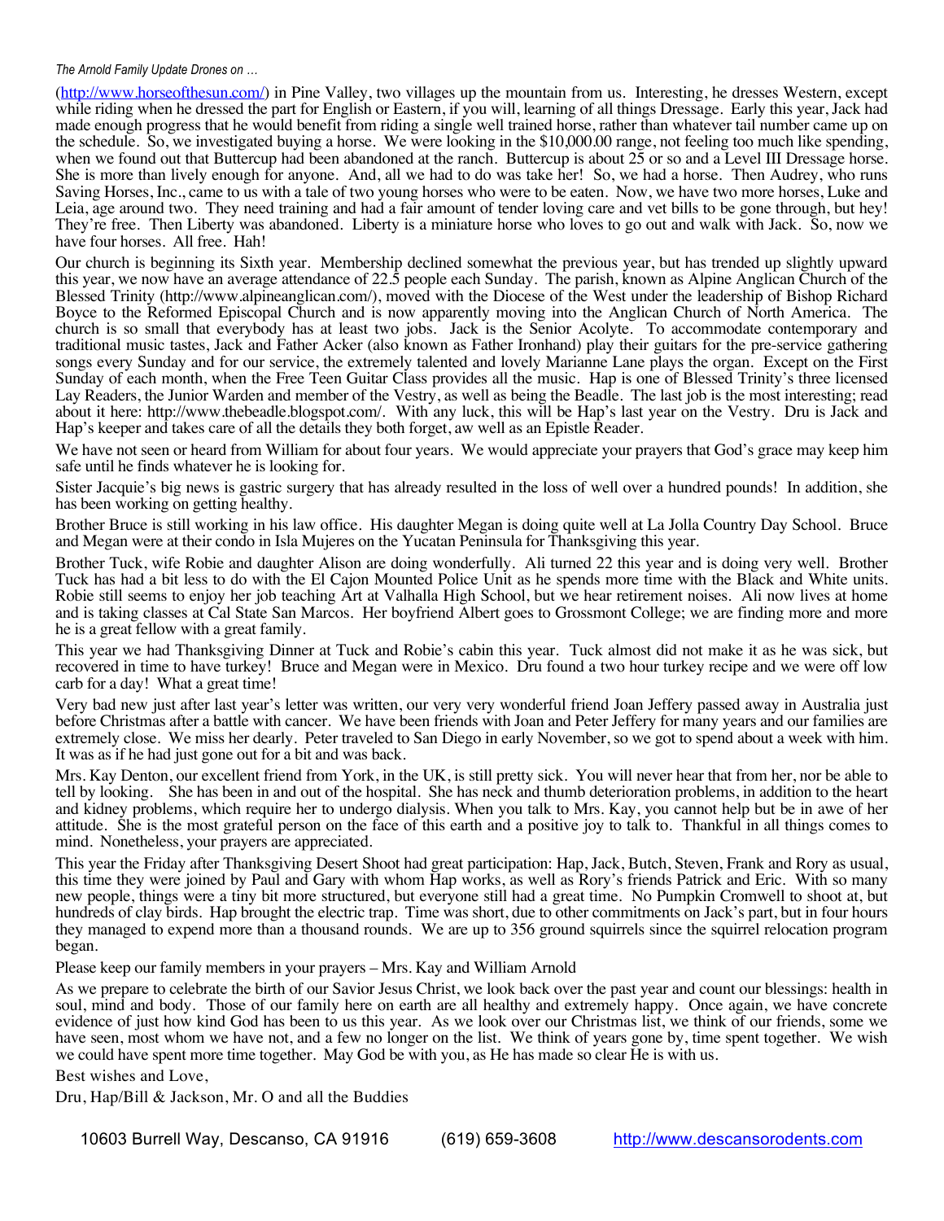(http://www.horseofthesun.com/) in Pine Valley, two villages up the mountain from us. Interesting, he dresses Western, except while riding when he dressed the part for English or Eastern, if you will, learning of all things Dressage. Early this year, Jack had made enough progress that he would benefit from riding a single well trained horse, rather than whatever tail number came up on the schedule. So, we investigated buying a horse. We were looking in the $10,000.00 range, not feeling too much like spending, when we found out that Buttercup had been abandoned at the ranch. Buttercup is about 25 or so and a Level III Dressage horse. She is more than lively enough for anyone. And, all we had to do was take her! So, we had a horse. Then Audrey, who runs Saving Horses, Inc., came to us with a tale of two young horses who were to be eaten. Now, we have two more horses, Luke and Leia, age around two. They need training and had a fair amount of tender loving care and vet bills to be gone through, but hey! They're free. Then Liberty was abandoned. Liberty is a miniature horse who loves to go out and walk with Jack. So, now we have four horses. All free. Hah!

Our church is beginning its Sixth year. Membership declined somewhat the previous year, but has trended up slightly upward this year, we now have an average attendance of 22.5 people each Sunday. The parish, known as Alpine Anglican Church of the Blessed Trinity (http://www.alpineanglican.com/), moved with the Diocese of the West under the leadership of Bishop Richard Boyce to the Reformed Episcopal Church and is now apparently moving into the Anglican Church of North America. The church is so small that everybody has at least two jobs. Jack is the Senior Acolyte. To accommodate contemporary and traditional music tastes, Jack and Father Acker (also known as Father Ironhand) play their guitars for the pre-service gathering songs every Sunday and for our service, the extremely talented and lovely Marianne Lane plays the organ. Except on the First Sunday of each month, when the Free Teen Guitar Class provides all the music. Hap is one of Blessed Trinity's three licensed Lay Readers, the Junior Warden and member of the Vestry, as well as being the Beadle. The last job is the most interesting; read about it here: http://www.thebeadle.blogspot.com/. With any luck, this will be Hap's last year on the Vestry. Dru is Jack and Hap's keeper and takes care of all the details they both forget, aw well as an Epistle Reader.

We have not seen or heard from William for about four years. We would appreciate your prayers that God's grace may keep him safe until he finds whatever he is looking for.

Sister Jacquie's big news is gastric surgery that has already resulted in the loss of well over a hundred pounds! In addition, she has been working on getting healthy.

Brother Bruce is still working in his law office. His daughter Megan is doing quite well at La Jolla Country Day School. Bruce and Megan were at their condo in Isla Mujeres on the Yucatan Peninsula for Thanksgiving this year.

Brother Tuck, wife Robie and daughter Alison are doing wonderfully. Ali turned 22 this year and is doing very well. Brother Tuck has had a bit less to do with the El Cajon Mounted Police Unit as he spends more time with the Black and White units. Robie still seems to enjoy her job teaching Art at Valhalla High School, but we hear retirement noises. Ali now lives at home and is taking classes at Cal State San Marcos. Her boyfriend Albert goes to Grossmont College; we are finding more and more he is a great fellow with a great family.

This year we had Thanksgiving Dinner at Tuck and Robie's cabin this year. Tuck almost did not make it as he was sick, but recovered in time to have turkey! Bruce and Megan were in Mexico. Dru found a two hour turkey recipe and we were off low carb for a day! What a great time!

Very bad new just after last year's letter was written, our very very wonderful friend Joan Jeffery passed away in Australia just before Christmas after a battle with cancer. We have been friends with Joan and Peter Jeffery for many years and our families are extremely close. We miss her dearly. Peter traveled to San Diego in early November, so we got to spend about a week with him. It was as if he had just gone out for a bit and was back.

Mrs. Kay Denton, our excellent friend from York, in the UK, is still pretty sick. You will never hear that from her, nor be able to tell by looking. She has been in and out of the hospital. She has neck and thumb deterioration problems, in addition to the heart and kidney problems, which require her to undergo dialysis. When you talk to Mrs. Kay, you cannot help but be in awe of her attitude. She is the most grateful person on the face of this earth and a positive joy to talk to. Thankful in all things comes to mind. Nonetheless, your prayers are appreciated.

This year the Friday after Thanksgiving Desert Shoot had great participation: Hap, Jack, Butch, Steven, Frank and Rory as usual, this time they were joined by Paul and Gary with whom Hap works, as well as Rory's friends Patrick and Eric. With so many new people, things were a tiny bit more structured, but everyone still had a great time. No Pumpkin Cromwell to shoot at, but hundreds of clay birds. Hap brought the electric trap. Time was short, due to other commitments on Jack's part, but in four hours they managed to expend more than a thousand rounds. We are up to 356 ground squirrels since the squirrel relocation program began.

Please keep our family members in your prayers – Mrs. Kay and William Arnold

As we prepare to celebrate the birth of our Savior Jesus Christ, we look back over the past year and count our blessings: health in soul, mind and body. Those of our family here on earth are all healthy and extremely happy. Once again, we have concrete evidence of just how kind God has been to us this year. As we look over our Christmas list, we think of our friends, some we have seen, most whom we have not, and a few no longer on the list. We think of years gone by, time spent together. We wish we could have spent more time together. May God be with you, as He has made so clear He is with us.

Best wishes and Love,

Dru, Hap/Bill & Jackson, Mr. O and all the Buddies

10603 Burrell Way, Descanso, CA 91916 (619) 659-3608 http://www.descansorodents.com